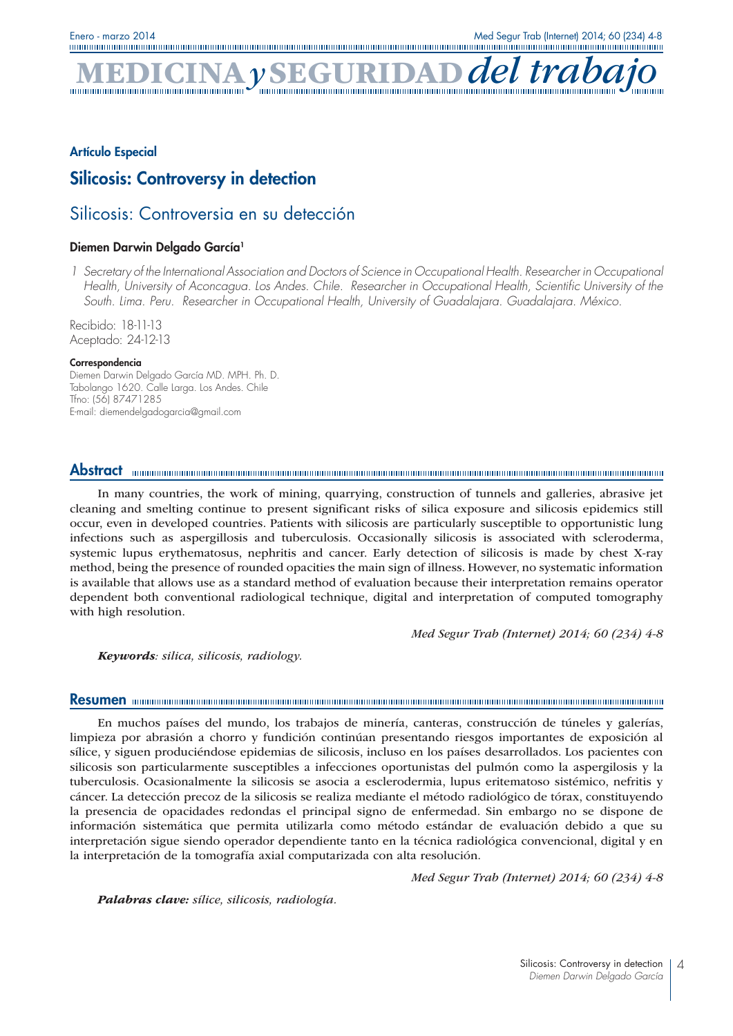**Artículo Especial**

# Silicosis: Controversy in detection

## Silicosis: Controversia en su detección

**Diemen Darwin Delgado García**[1]

*1 Secretary of the International Association and Doctors of Science in Occupational Health. Researcher in Occupational Health, University of Aconcagua. Los Andes. Chile. Researcher in Occupational Health, Scientific University of the South. Lima. Peru. Researcher in Occupational Health, University of Guadalajara. Guadalajara. México.*

Recibido: 18-11-13
Aceptado: 24-12-13

**Correspondencia**
Diemen Darwin Delgado García MD. MPH. Ph. D.
Tabolango 1620. Calle Larga. Los Andes. Chile
Tfno: (56) 87471285
E-mail: diemendelgadogarcia@gmail.com

## Abstract

In many countries, the work of mining, quarrying, construction of tunnels and galleries, abrasive jet cleaning and smelting continue to present significant risks of silica exposure and silicosis epidemics still occur, even in developed countries. Patients with silicosis are particularly susceptible to opportunistic lung infections such as aspergillosis and tuberculosis. Occasionally silicosis is associated with scleroderma, systemic lupus erythematosus, nephritis and cancer. Early detection of silicosis is made by chest X-ray method, being the presence of rounded opacities the main sign of illness. However, no systematic information is available that allows use as a standard method of evaluation because their interpretation remains operator dependent both conventional radiological technique, digital and interpretation of computed tomography with high resolution.

*Med Segur Trab (Internet) 2014; 60 (234) 4-8*

***Keywords**: silica, silicosis, radiology.*

## Resumen

En muchos países del mundo, los trabajos de minería, canteras, construcción de túneles y galerías, limpieza por abrasión a chorro y fundición continúan presentando riesgos importantes de exposición al sílice, y siguen produciéndose epidemias de silicosis, incluso en los países desarrollados. Los pacientes con silicosis son particularmente susceptibles a infecciones oportunistas del pulmón como la aspergilosis y la tuberculosis. Ocasionalmente la silicosis se asocia a esclerodermia, lupus eritematoso sistémico, nefritis y cáncer. La detección precoz de la silicosis se realiza mediante el método radiológico de tórax, constituyendo la presencia de opacidades redondas el principal signo de enfermedad. Sin embargo no se dispone de información sistemática que permita utilizarla como método estándar de evaluación debido a que su interpretación sigue siendo operador dependiente tanto en la técnica radiológica convencional, digital y en la interpretación de la tomografía axial computarizada con alta resolución.

*Med Segur Trab (Internet) 2014; 60 (234) 4-8*

***Palabras clave:** sílice, silicosis, radiología.*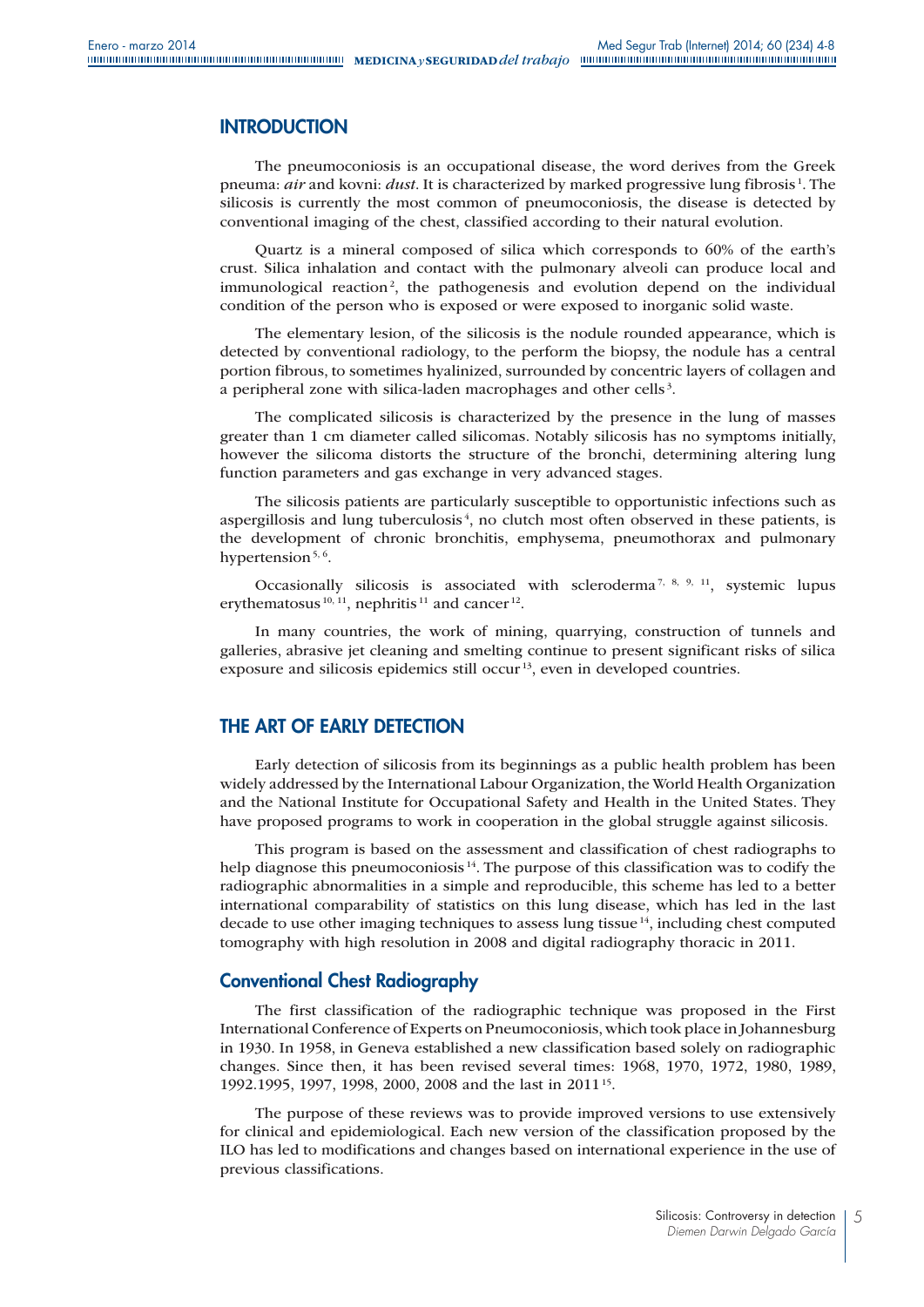## INTRODUCTION

The pneumoconiosis is an occupational disease, the word derives from the Greek pneuma: *air* and kovni: *dust*. It is characterized by marked progressive lung fibrosis [1]. The silicosis is currently the most common of pneumoconiosis, the disease is detected by conventional imaging of the chest, classified according to their natural evolution.

Quartz is a mineral composed of silica which corresponds to 60% of the earth's crust. Silica inhalation and contact with the pulmonary alveoli can produce local and immunological reaction [2], the pathogenesis and evolution depend on the individual condition of the person who is exposed or were exposed to inorganic solid waste.

The elementary lesion, of the silicosis is the nodule rounded appearance, which is detected by conventional radiology, to the perform the biopsy, the nodule has a central portion fibrous, to sometimes hyalinized, surrounded by concentric layers of collagen and a peripheral zone with silica-laden macrophages and other cells [3].

The complicated silicosis is characterized by the presence in the lung of masses greater than 1 cm diameter called silicomas. Notably silicosis has no symptoms initially, however the silicoma distorts the structure of the bronchi, determining altering lung function parameters and gas exchange in very advanced stages.

The silicosis patients are particularly susceptible to opportunistic infections such as aspergillosis and lung tuberculosis [4], no clutch most often observed in these patients, is the development of chronic bronchitis, emphysema, pneumothorax and pulmonary hypertension [5, 6].

Occasionally silicosis is associated with scleroderma [7, 8, 9, 11], systemic lupus erythematosus [10, 11], nephritis [11] and cancer [12].

In many countries, the work of mining, quarrying, construction of tunnels and galleries, abrasive jet cleaning and smelting continue to present significant risks of silica exposure and silicosis epidemics still occur [13], even in developed countries.

## THE ART OF EARLY DETECTION

Early detection of silicosis from its beginnings as a public health problem has been widely addressed by the International Labour Organization, the World Health Organization and the National Institute for Occupational Safety and Health in the United States. They have proposed programs to work in cooperation in the global struggle against silicosis.

This program is based on the assessment and classification of chest radiographs to help diagnose this pneumoconiosis [14]. The purpose of this classification was to codify the radiographic abnormalities in a simple and reproducible, this scheme has led to a better international comparability of statistics on this lung disease, which has led in the last decade to use other imaging techniques to assess lung tissue [14], including chest computed tomography with high resolution in 2008 and digital radiography thoracic in 2011.

### Conventional Chest Radiography

The first classification of the radiographic technique was proposed in the First International Conference of Experts on Pneumoconiosis, which took place in Johannesburg in 1930. In 1958, in Geneva established a new classification based solely on radiographic changes. Since then, it has been revised several times: 1968, 1970, 1972, 1980, 1989, 1992.1995, 1997, 1998, 2000, 2008 and the last in 2011 [15].

The purpose of these reviews was to provide improved versions to use extensively for clinical and epidemiological. Each new version of the classification proposed by the ILO has led to modifications and changes based on international experience in the use of previous classifications.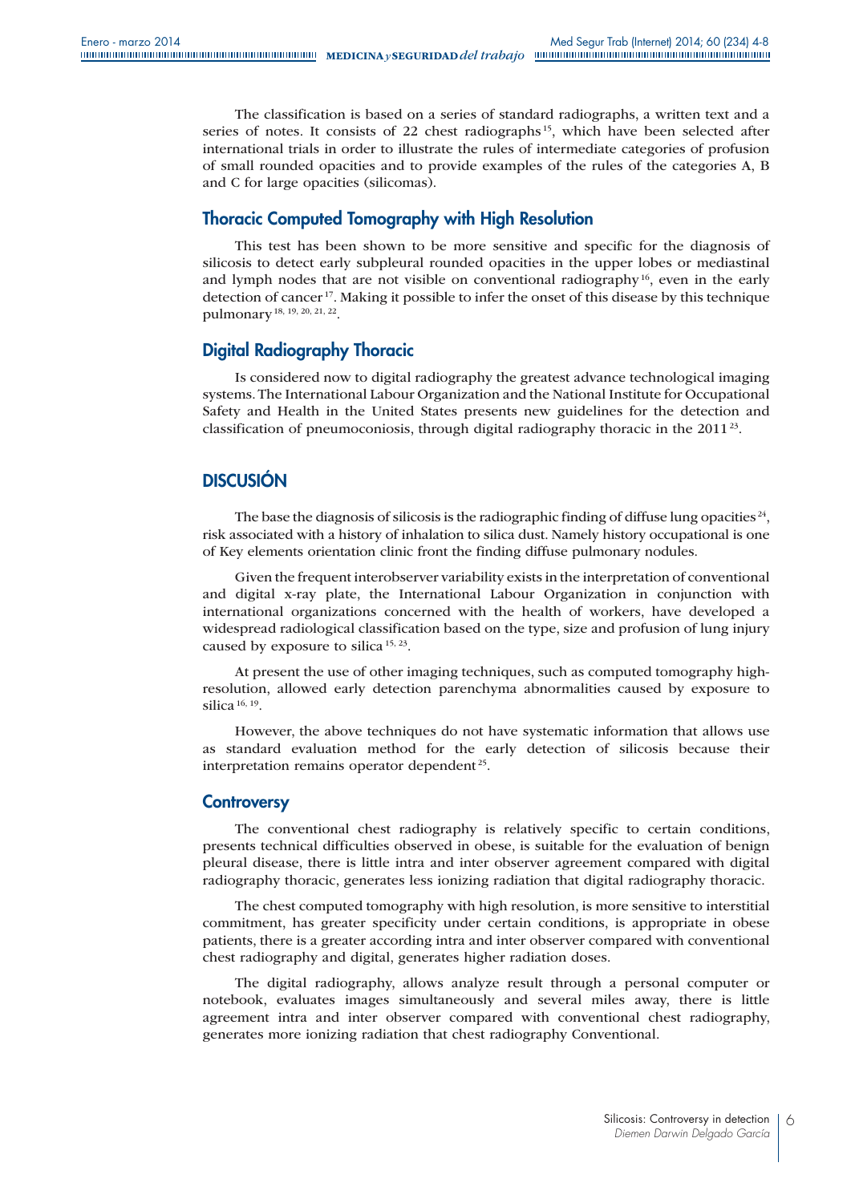The classification is based on a series of standard radiographs, a written text and a series of notes. It consists of 22 chest radiographs[15], which have been selected after international trials in order to illustrate the rules of intermediate categories of profusion of small rounded opacities and to provide examples of the rules of the categories A, B and C for large opacities (silicomas).

### Thoracic Computed Tomography with High Resolution

This test has been shown to be more sensitive and specific for the diagnosis of silicosis to detect early subpleural rounded opacities in the upper lobes or mediastinal and lymph nodes that are not visible on conventional radiography[16], even in the early detection of cancer[17]. Making it possible to infer the onset of this disease by this technique pulmonary[18, 19, 20, 21, 22].

### Digital Radiography Thoracic

Is considered now to digital radiography the greatest advance technological imaging systems. The International Labour Organization and the National Institute for Occupational Safety and Health in the United States presents new guidelines for the detection and classification of pneumoconiosis, through digital radiography thoracic in the 2011[23].

## DISCUSIÓN

The base the diagnosis of silicosis is the radiographic finding of diffuse lung opacities[24], risk associated with a history of inhalation to silica dust. Namely history occupational is one of Key elements orientation clinic front the finding diffuse pulmonary nodules.

Given the frequent interobserver variability exists in the interpretation of conventional and digital x-ray plate, the International Labour Organization in conjunction with international organizations concerned with the health of workers, have developed a widespread radiological classification based on the type, size and profusion of lung injury caused by exposure to silica[15, 23].

At present the use of other imaging techniques, such as computed tomography high-resolution, allowed early detection parenchyma abnormalities caused by exposure to silica[16, 19].

However, the above techniques do not have systematic information that allows use as standard evaluation method for the early detection of silicosis because their interpretation remains operator dependent[25].

### Controversy

The conventional chest radiography is relatively specific to certain conditions, presents technical difficulties observed in obese, is suitable for the evaluation of benign pleural disease, there is little intra and inter observer agreement compared with digital radiography thoracic, generates less ionizing radiation that digital radiography thoracic.

The chest computed tomography with high resolution, is more sensitive to interstitial commitment, has greater specificity under certain conditions, is appropriate in obese patients, there is a greater according intra and inter observer compared with conventional chest radiography and digital, generates higher radiation doses.

The digital radiography, allows analyze result through a personal computer or notebook, evaluates images simultaneously and several miles away, there is little agreement intra and inter observer compared with conventional chest radiography, generates more ionizing radiation that chest radiography Conventional.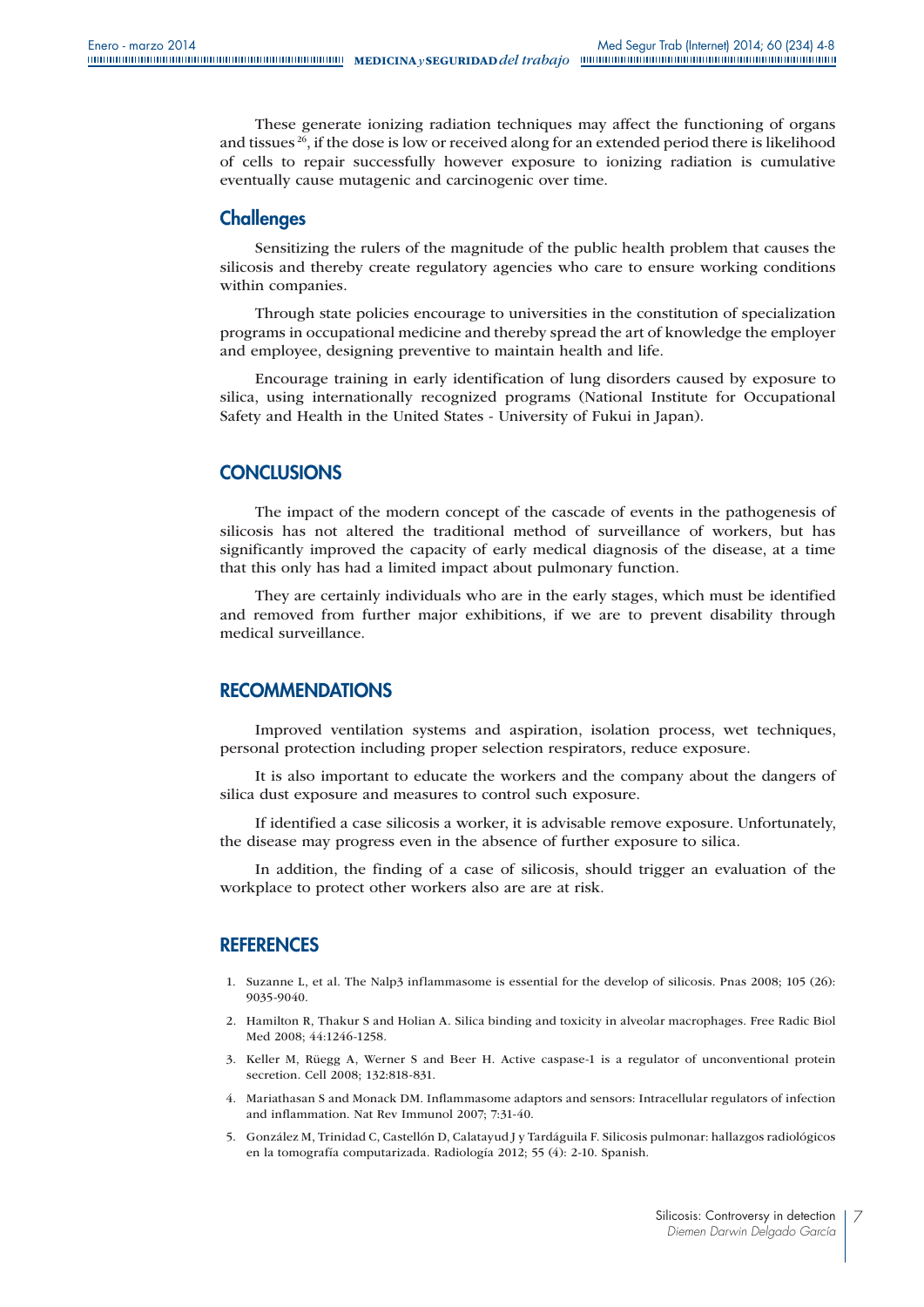These generate ionizing radiation techniques may affect the functioning of organs and tissues [26], if the dose is low or received along for an extended period there is likelihood of cells to repair successfully however exposure to ionizing radiation is cumulative eventually cause mutagenic and carcinogenic over time.

### Challenges

Sensitizing the rulers of the magnitude of the public health problem that causes the silicosis and thereby create regulatory agencies who care to ensure working conditions within companies.

Through state policies encourage to universities in the constitution of specialization programs in occupational medicine and thereby spread the art of knowledge the employer and employee, designing preventive to maintain health and life.

Encourage training in early identification of lung disorders caused by exposure to silica, using internationally recognized programs (National Institute for Occupational Safety and Health in the United States - University of Fukui in Japan).

## CONCLUSIONS

The impact of the modern concept of the cascade of events in the pathogenesis of silicosis has not altered the traditional method of surveillance of workers, but has significantly improved the capacity of early medical diagnosis of the disease, at a time that this only has had a limited impact about pulmonary function.

They are certainly individuals who are in the early stages, which must be identified and removed from further major exhibitions, if we are to prevent disability through medical surveillance.

## RECOMMENDATIONS

Improved ventilation systems and aspiration, isolation process, wet techniques, personal protection including proper selection respirators, reduce exposure.

It is also important to educate the workers and the company about the dangers of silica dust exposure and measures to control such exposure.

If identified a case silicosis a worker, it is advisable remove exposure. Unfortunately, the disease may progress even in the absence of further exposure to silica.

In addition, the finding of a case of silicosis, should trigger an evaluation of the workplace to protect other workers also are are at risk.

## REFERENCES

1. Suzanne L, et al. The Nalp3 inflammasome is essential for the develop of silicosis. Pnas 2008; 105 (26): 9035-9040.
2. Hamilton R, Thakur S and Holian A. Silica binding and toxicity in alveolar macrophages. Free Radic Biol Med 2008; 44:1246-1258.
3. Keller M, Rüegg A, Werner S and Beer H. Active caspase-1 is a regulator of unconventional protein secretion. Cell 2008; 132:818-831.
4. Mariathasan S and Monack DM. Inflammasome adaptors and sensors: Intracellular regulators of infection and inflammation. Nat Rev Immunol 2007; 7:31-40.
5. González M, Trinidad C, Castellón D, Calatayud J y Tardáguila F. Silicosis pulmonar: hallazgos radiológicos en la tomografía computarizada. Radiología 2012; 55 (4): 2-10. Spanish.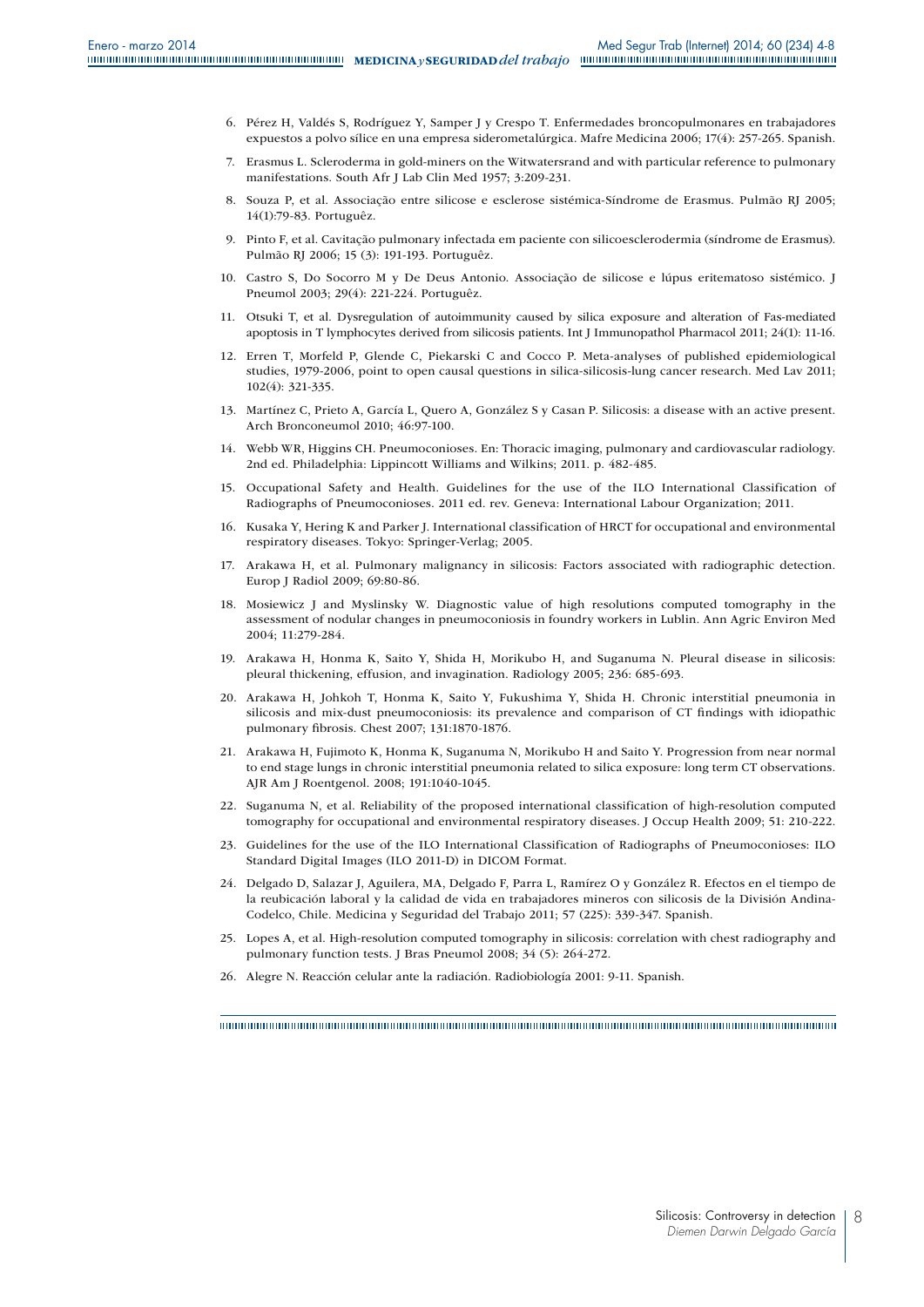6. Pérez H, Valdés S, Rodríguez Y, Samper J y Crespo T. Enfermedades broncopulmonares en trabajadores expuestos a polvo sílice en una empresa siderometalúrgica. Mafre Medicina 2006; 17(4): 257-265. Spanish.

7. Erasmus L. Scleroderma in gold-miners on the Witwatersrand and with particular reference to pulmonary manifestations. South Afr J Lab Clin Med 1957; 3:209-231.

8. Souza P, et al. Associação entre silicose e esclerose sistémica-Síndrome de Erasmus. Pulmão RJ 2005; 14(1):79-83. Portuguêz.

9. Pinto F, et al. Cavitação pulmonary infectada em paciente con silicoesclerodermia (síndrome de Erasmus). Pulmão RJ 2006; 15 (3): 191-193. Portuguêz.

10. Castro S, Do Socorro M y De Deus Antonio. Associação de silicose e lúpus eritematoso sistémico. J Pneumol 2003; 29(4): 221-224. Portuguêz.

11. Otsuki T, et al. Dysregulation of autoimmunity caused by silica exposure and alteration of Fas-mediated apoptosis in T lymphocytes derived from silicosis patients. Int J Immunopathol Pharmacol 2011; 24(1): 11-16.

12. Erren T, Morfeld P, Glende C, Piekarski C and Cocco P. Meta-analyses of published epidemiological studies, 1979-2006, point to open causal questions in silica-silicosis-lung cancer research. Med Lav 2011; 102(4): 321-335.

13. Martínez C, Prieto A, García L, Quero A, González S y Casan P. Silicosis: a disease with an active present. Arch Bronconeumol 2010; 46:97-100.

14. Webb WR, Higgins CH. Pneumoconioses. En: Thoracic imaging, pulmonary and cardiovascular radiology. 2nd ed. Philadelphia: Lippincott Williams and Wilkins; 2011. p. 482-485.

15. Occupational Safety and Health. Guidelines for the use of the ILO International Classification of Radiographs of Pneumoconioses. 2011 ed. rev. Geneva: International Labour Organization; 2011.

16. Kusaka Y, Hering K and Parker J. International classification of HRCT for occupational and environmental respiratory diseases. Tokyo: Springer-Verlag; 2005.

17. Arakawa H, et al. Pulmonary malignancy in silicosis: Factors associated with radiographic detection. Europ J Radiol 2009; 69:80-86.

18. Mosiewicz J and Myslinsky W. Diagnostic value of high resolutions computed tomography in the assessment of nodular changes in pneumoconiosis in foundry workers in Lublin. Ann Agric Environ Med 2004; 11:279-284.

19. Arakawa H, Honma K, Saito Y, Shida H, Morikubo H, and Suganuma N. Pleural disease in silicosis: pleural thickening, effusion, and invagination. Radiology 2005; 236: 685-693.

20. Arakawa H, Johkoh T, Honma K, Saito Y, Fukushima Y, Shida H. Chronic interstitial pneumonia in silicosis and mix-dust pneumoconiosis: its prevalence and comparison of CT findings with idiopathic pulmonary fibrosis. Chest 2007; 131:1870-1876.

21. Arakawa H, Fujimoto K, Honma K, Suganuma N, Morikubo H and Saito Y. Progression from near normal to end stage lungs in chronic interstitial pneumonia related to silica exposure: long term CT observations. AJR Am J Roentgenol. 2008; 191:1040-1045.

22. Suganuma N, et al. Reliability of the proposed international classification of high-resolution computed tomography for occupational and environmental respiratory diseases. J Occup Health 2009; 51: 210-222.

23. Guidelines for the use of the ILO International Classification of Radiographs of Pneumoconioses: ILO Standard Digital Images (ILO 2011-D) in DICOM Format.

24. Delgado D, Salazar J, Aguilera, MA, Delgado F, Parra L, Ramírez O y González R. Efectos en el tiempo de la reubicación laboral y la calidad de vida en trabajadores mineros con silicosis de la División Andina-Codelco, Chile. Medicina y Seguridad del Trabajo 2011; 57 (225): 339-347. Spanish.

25. Lopes A, et al. High-resolution computed tomography in silicosis: correlation with chest radiography and pulmonary function tests. J Bras Pneumol 2008; 34 (5): 264-272.

26. Alegre N. Reacción celular ante la radiación. Radiobiología 2001: 9-11. Spanish.